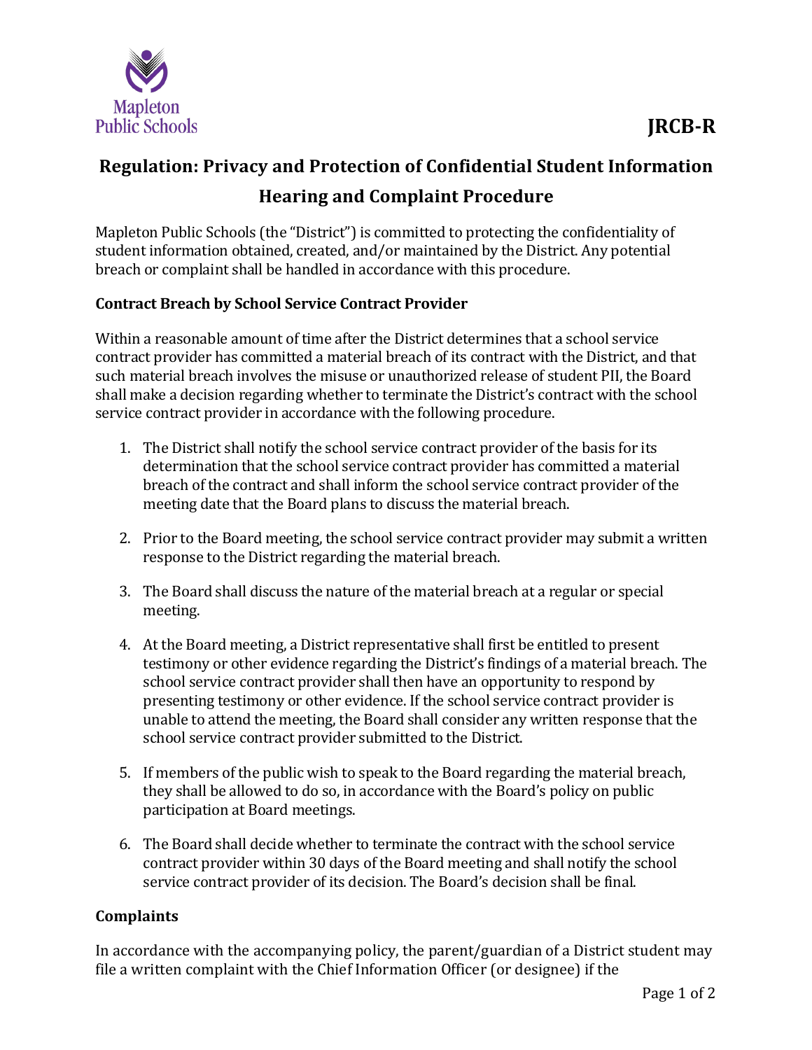Mapleton Public Schools

**JRCB-R**

# Regulation: Privacy and Protection of Confidential Student Information Hearing and Complaint Procedure

Mapleton Public Schools (the "District") is committed to protecting the confidentiality of student information obtained, created, and/or maintained by the District. Any potential breach or complaint shall be handled in accordance with this procedure.

### Contract Breach by School Service Contract Provider

Within a reasonable amount of time after the District determines that a school service contract provider has committed a material breach of its contract with the District, and that such material breach involves the misuse or unauthorized release of student PII, the Board shall make a decision regarding whether to terminate the District's contract with the school service contract provider in accordance with the following procedure.

1. The District shall notify the school service contract provider of the basis for its determination that the school service contract provider has committed a material breach of the contract and shall inform the school service contract provider of the meeting date that the Board plans to discuss the material breach.

2. Prior to the Board meeting, the school service contract provider may submit a written response to the District regarding the material breach.

3. The Board shall discuss the nature of the material breach at a regular or special meeting.

4. At the Board meeting, a District representative shall first be entitled to present testimony or other evidence regarding the District's findings of a material breach. The school service contract provider shall then have an opportunity to respond by presenting testimony or other evidence. If the school service contract provider is unable to attend the meeting, the Board shall consider any written response that the school service contract provider submitted to the District.

5. If members of the public wish to speak to the Board regarding the material breach, they shall be allowed to do so, in accordance with the Board's policy on public participation at Board meetings.

6. The Board shall decide whether to terminate the contract with the school service contract provider within 30 days of the Board meeting and shall notify the school service contract provider of its decision. The Board's decision shall be final.

### Complaints

In accordance with the accompanying policy, the parent/guardian of a District student may file a written complaint with the Chief Information Officer (or designee) if the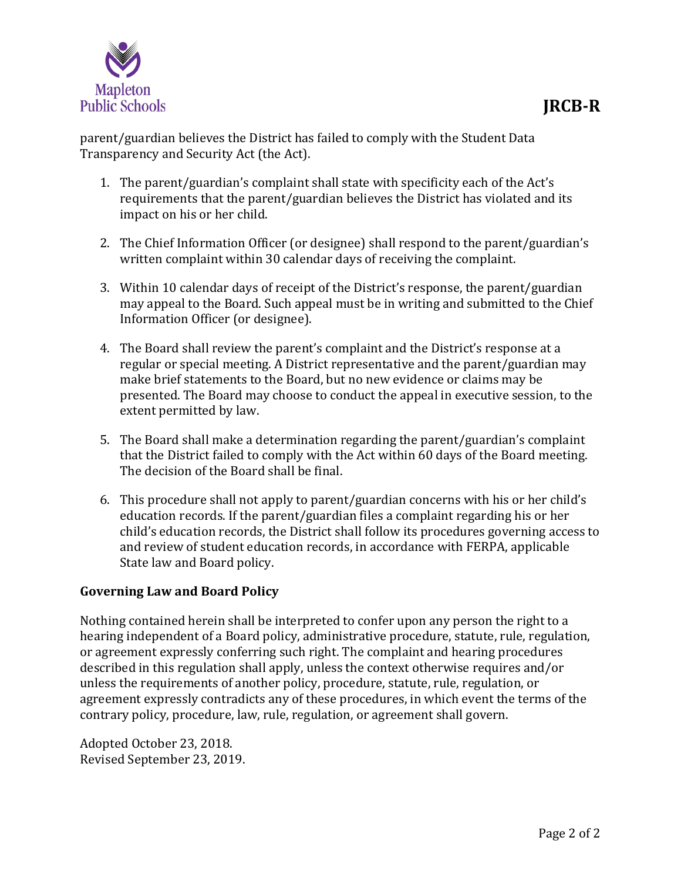parent/guardian believes the District has failed to comply with the Student Data Transparency and Security Act (the Act).

1. The parent/guardian's complaint shall state with specificity each of the Act's requirements that the parent/guardian believes the District has violated and its impact on his or her child.

2. The Chief Information Officer (or designee) shall respond to the parent/guardian's written complaint within 30 calendar days of receiving the complaint.

3. Within 10 calendar days of receipt of the District's response, the parent/guardian may appeal to the Board. Such appeal must be in writing and submitted to the Chief Information Officer (or designee).

4. The Board shall review the parent's complaint and the District's response at a regular or special meeting. A District representative and the parent/guardian may make brief statements to the Board, but no new evidence or claims may be presented. The Board may choose to conduct the appeal in executive session, to the extent permitted by law.

5. The Board shall make a determination regarding the parent/guardian's complaint that the District failed to comply with the Act within 60 days of the Board meeting. The decision of the Board shall be final.

6. This procedure shall not apply to parent/guardian concerns with his or her child's education records. If the parent/guardian files a complaint regarding his or her child's education records, the District shall follow its procedures governing access to and review of student education records, in accordance with FERPA, applicable State law and Board policy.

**Governing Law and Board Policy**

Nothing contained herein shall be interpreted to confer upon any person the right to a hearing independent of a Board policy, administrative procedure, statute, rule, regulation, or agreement expressly conferring such right. The complaint and hearing procedures described in this regulation shall apply, unless the context otherwise requires and/or unless the requirements of another policy, procedure, statute, rule, regulation, or agreement expressly contradicts any of these procedures, in which event the terms of the contrary policy, procedure, law, rule, regulation, or agreement shall govern.

Adopted October 23, 2018.
Revised September 23, 2019.